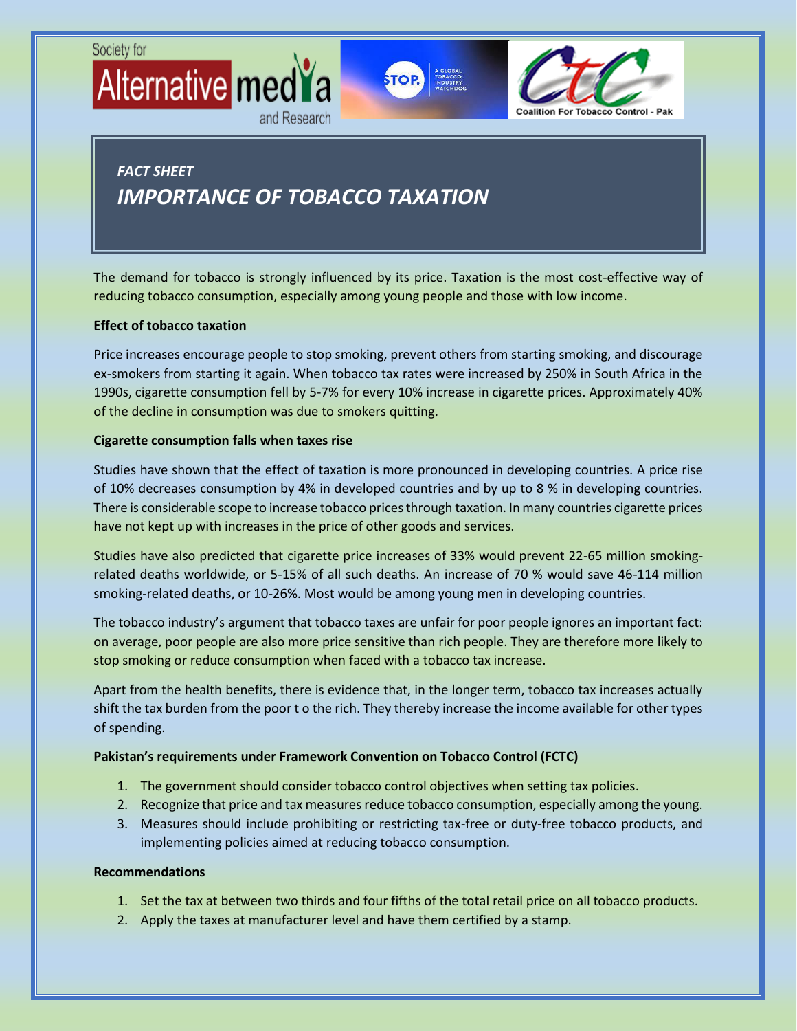Society for Alternative media and Research

STOP. A GLOBAL TOBACCO INDUSTRY WATCHDOG

Coalition For Tobacco Control - Pak

*FACT SHEET*

# *IMPORTANCE OF TOBACCO TAXATION*

The demand for tobacco is strongly influenced by its price. Taxation is the most cost-effective way of reducing tobacco consumption, especially among young people and those with low income.

**Effect of tobacco taxation**

Price increases encourage people to stop smoking, prevent others from starting smoking, and discourage ex-smokers from starting it again. When tobacco tax rates were increased by 250% in South Africa in the 1990s, cigarette consumption fell by 5-7% for every 10% increase in cigarette prices. Approximately 40% of the decline in consumption was due to smokers quitting.

**Cigarette consumption falls when taxes rise**

Studies have shown that the effect of taxation is more pronounced in developing countries. A price rise of 10% decreases consumption by 4% in developed countries and by up to 8 % in developing countries. There is considerable scope to increase tobacco prices through taxation. In many countries cigarette prices have not kept up with increases in the price of other goods and services.

Studies have also predicted that cigarette price increases of 33% would prevent 22-65 million smoking-related deaths worldwide, or 5-15% of all such deaths. An increase of 70 % would save 46-114 million smoking-related deaths, or 10-26%. Most would be among young men in developing countries.

The tobacco industry's argument that tobacco taxes are unfair for poor people ignores an important fact: on average, poor people are also more price sensitive than rich people. They are therefore more likely to stop smoking or reduce consumption when faced with a tobacco tax increase.

Apart from the health benefits, there is evidence that, in the longer term, tobacco tax increases actually shift the tax burden from the poor t o the rich. They thereby increase the income available for other types of spending.

**Pakistan's requirements under Framework Convention on Tobacco Control (FCTC)**

1. The government should consider tobacco control objectives when setting tax policies.
2. Recognize that price and tax measures reduce tobacco consumption, especially among the young.
3. Measures should include prohibiting or restricting tax-free or duty-free tobacco products, and implementing policies aimed at reducing tobacco consumption.

**Recommendations**

1. Set the tax at between two thirds and four fifths of the total retail price on all tobacco products.
2. Apply the taxes at manufacturer level and have them certified by a stamp.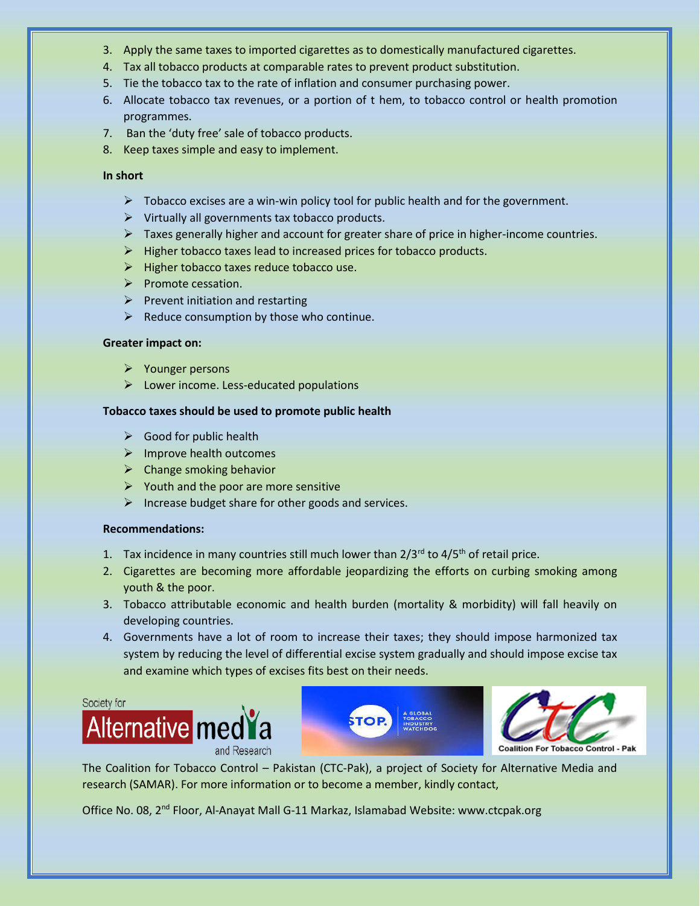3. Apply the same taxes to imported cigarettes as to domestically manufactured cigarettes.
4. Tax all tobacco products at comparable rates to prevent product substitution.
5. Tie the tobacco tax to the rate of inflation and consumer purchasing power.
6. Allocate tobacco tax revenues, or a portion of t hem, to tobacco control or health promotion programmes.
7. Ban the 'duty free' sale of tobacco products.
8. Keep taxes simple and easy to implement.

**In short**

- Tobacco excises are a win-win policy tool for public health and for the government.
- Virtually all governments tax tobacco products.
- Taxes generally higher and account for greater share of price in higher-income countries.
- Higher tobacco taxes lead to increased prices for tobacco products.
- Higher tobacco taxes reduce tobacco use.
- Promote cessation.
- Prevent initiation and restarting
- Reduce consumption by those who continue.

**Greater impact on:**

- Younger persons
- Lower income. Less-educated populations

**Tobacco taxes should be used to promote public health**

- Good for public health
- Improve health outcomes
- Change smoking behavior
- Youth and the poor are more sensitive
- Increase budget share for other goods and services.

**Recommendations:**

1. Tax incidence in many countries still much lower than 2/3rd to 4/5th of retail price.
2. Cigarettes are becoming more affordable jeopardizing the efforts on curbing smoking among youth & the poor.
3. Tobacco attributable economic and health burden (mortality & morbidity) will fall heavily on developing countries.
4. Governments have a lot of room to increase their taxes; they should impose harmonized tax system by reducing the level of differential excise system gradually and should impose excise tax and examine which types of excises fits best on their needs.

Society for Alternative media and Research

STOP. A GLOBAL TOBACCO INDUSTRY WATCHDOG

Coalition For Tobacco Control - Pak

The Coalition for Tobacco Control – Pakistan (CTC-Pak), a project of Society for Alternative Media and research (SAMAR). For more information or to become a member, kindly contact,

Office No. 08, 2nd Floor, Al-Anayat Mall G-11 Markaz, Islamabad Website: www.ctcpak.org